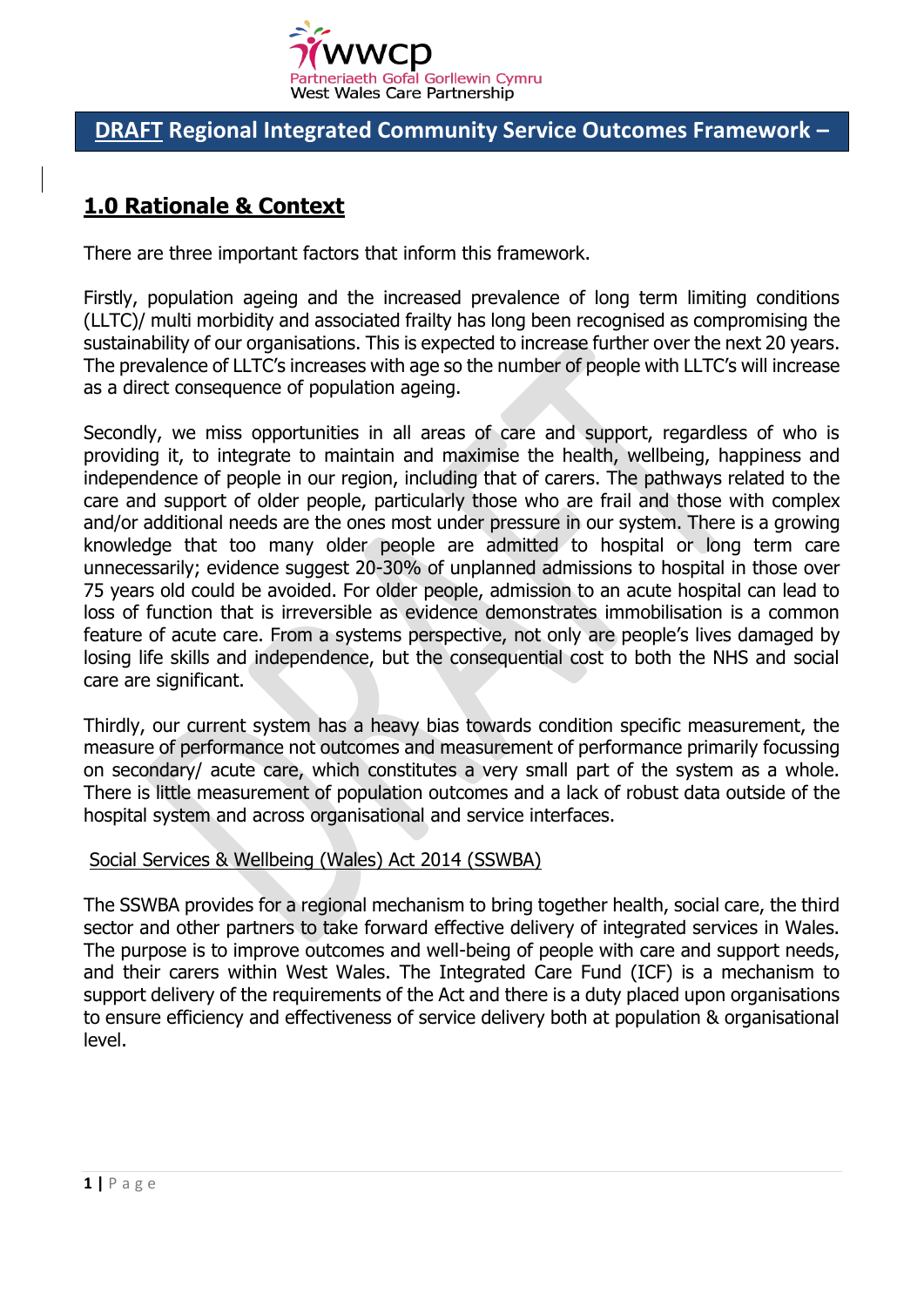wwcp
Partneriaeth Gofal Gorllewin Cymru
West Wales Care Partnership

# DRAFT Regional Integrated Community Service Outcomes Framework –

## 1.0 Rationale & Context

There are three important factors that inform this framework.

Firstly, population ageing and the increased prevalence of long term limiting conditions (LLTC)/ multi morbidity and associated frailty has long been recognised as compromising the sustainability of our organisations. This is expected to increase further over the next 20 years. The prevalence of LLTC's increases with age so the number of people with LLTC's will increase as a direct consequence of population ageing.

Secondly, we miss opportunities in all areas of care and support, regardless of who is providing it, to integrate to maintain and maximise the health, wellbeing, happiness and independence of people in our region, including that of carers. The pathways related to the care and support of older people, particularly those who are frail and those with complex and/or additional needs are the ones most under pressure in our system. There is a growing knowledge that too many older people are admitted to hospital or long term care unnecessarily; evidence suggest 20-30% of unplanned admissions to hospital in those over 75 years old could be avoided. For older people, admission to an acute hospital can lead to loss of function that is irreversible as evidence demonstrates immobilisation is a common feature of acute care. From a systems perspective, not only are people's lives damaged by losing life skills and independence, but the consequential cost to both the NHS and social care are significant.

Thirdly, our current system has a heavy bias towards condition specific measurement, the measure of performance not outcomes and measurement of performance primarily focussing on secondary/ acute care, which constitutes a very small part of the system as a whole. There is little measurement of population outcomes and a lack of robust data outside of the hospital system and across organisational and service interfaces.

Social Services & Wellbeing (Wales) Act 2014 (SSWBA)

The SSWBA provides for a regional mechanism to bring together health, social care, the third sector and other partners to take forward effective delivery of integrated services in Wales. The purpose is to improve outcomes and well-being of people with care and support needs, and their carers within West Wales. The Integrated Care Fund (ICF) is a mechanism to support delivery of the requirements of the Act and there is a duty placed upon organisations to ensure efficiency and effectiveness of service delivery both at population & organisational level.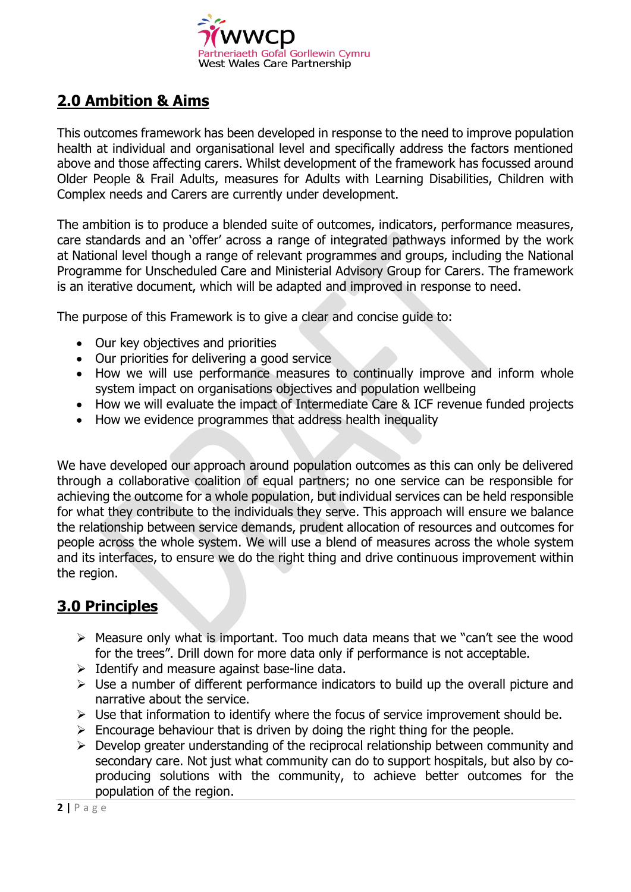## 2.0 Ambition & Aims

This outcomes framework has been developed in response to the need to improve population health at individual and organisational level and specifically address the factors mentioned above and those affecting carers. Whilst development of the framework has focussed around Older People & Frail Adults, measures for Adults with Learning Disabilities, Children with Complex needs and Carers are currently under development.

The ambition is to produce a blended suite of outcomes, indicators, performance measures, care standards and an 'offer' across a range of integrated pathways informed by the work at National level though a range of relevant programmes and groups, including the National Programme for Unscheduled Care and Ministerial Advisory Group for Carers. The framework is an iterative document, which will be adapted and improved in response to need.

The purpose of this Framework is to give a clear and concise guide to:

- Our key objectives and priorities
- Our priorities for delivering a good service
- How we will use performance measures to continually improve and inform whole system impact on organisations objectives and population wellbeing
- How we will evaluate the impact of Intermediate Care & ICF revenue funded projects
- How we evidence programmes that address health inequality

We have developed our approach around population outcomes as this can only be delivered through a collaborative coalition of equal partners; no one service can be responsible for achieving the outcome for a whole population, but individual services can be held responsible for what they contribute to the individuals they serve. This approach will ensure we balance the relationship between service demands, prudent allocation of resources and outcomes for people across the whole system. We will use a blend of measures across the whole system and its interfaces, to ensure we do the right thing and drive continuous improvement within the region.

## 3.0 Principles

- Measure only what is important. Too much data means that we "can't see the wood for the trees". Drill down for more data only if performance is not acceptable.
- Identify and measure against base-line data.
- Use a number of different performance indicators to build up the overall picture and narrative about the service.
- Use that information to identify where the focus of service improvement should be.
- Encourage behaviour that is driven by doing the right thing for the people.
- Develop greater understanding of the reciprocal relationship between community and secondary care. Not just what community can do to support hospitals, but also by co-producing solutions with the community, to achieve better outcomes for the population of the region.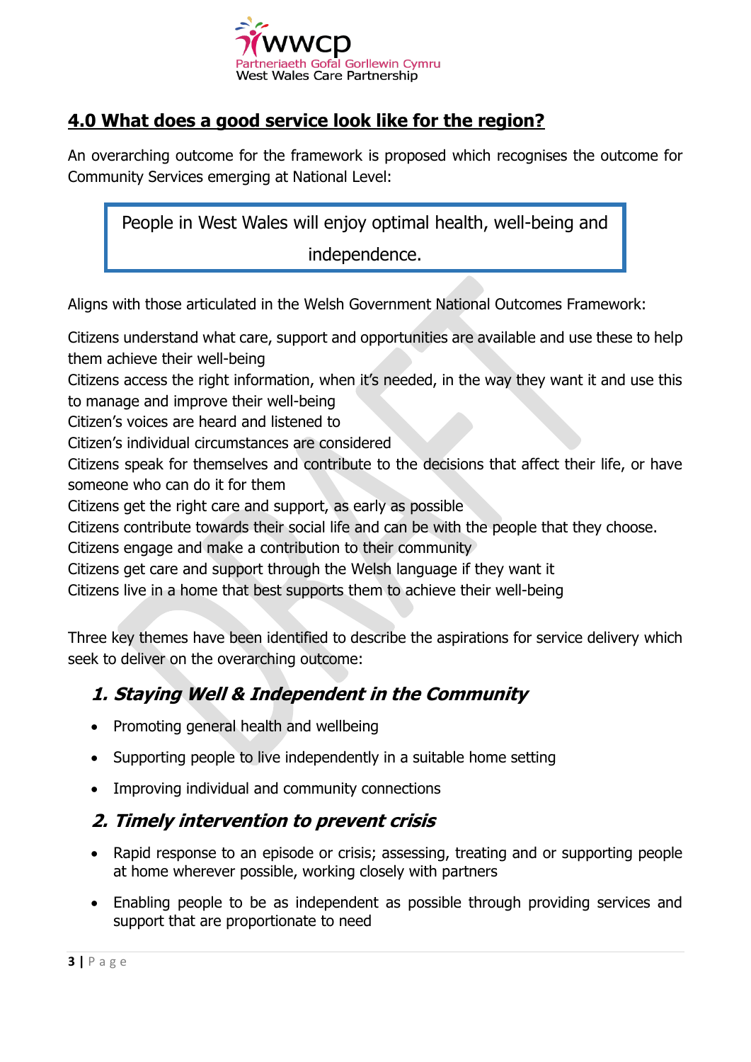## 4.0 What does a good service look like for the region?

An overarching outcome for the framework is proposed which recognises the outcome for Community Services emerging at National Level:

> People in West Wales will enjoy optimal health, well-being and independence.

Aligns with those articulated in the Welsh Government National Outcomes Framework:

Citizens understand what care, support and opportunities are available and use these to help them achieve their well-being
Citizens access the right information, when it's needed, in the way they want it and use this to manage and improve their well-being
Citizen's voices are heard and listened to
Citizen's individual circumstances are considered
Citizens speak for themselves and contribute to the decisions that affect their life, or have someone who can do it for them
Citizens get the right care and support, as early as possible
Citizens contribute towards their social life and can be with the people that they choose.
Citizens engage and make a contribution to their community
Citizens get care and support through the Welsh language if they want it
Citizens live in a home that best supports them to achieve their well-being

Three key themes have been identified to describe the aspirations for service delivery which seek to deliver on the overarching outcome:

### *1. Staying Well & Independent in the Community*

- Promoting general health and wellbeing
- Supporting people to live independently in a suitable home setting
- Improving individual and community connections

### *2. Timely intervention to prevent crisis*

- Rapid response to an episode or crisis; assessing, treating and or supporting people at home wherever possible, working closely with partners
- Enabling people to be as independent as possible through providing services and support that are proportionate to need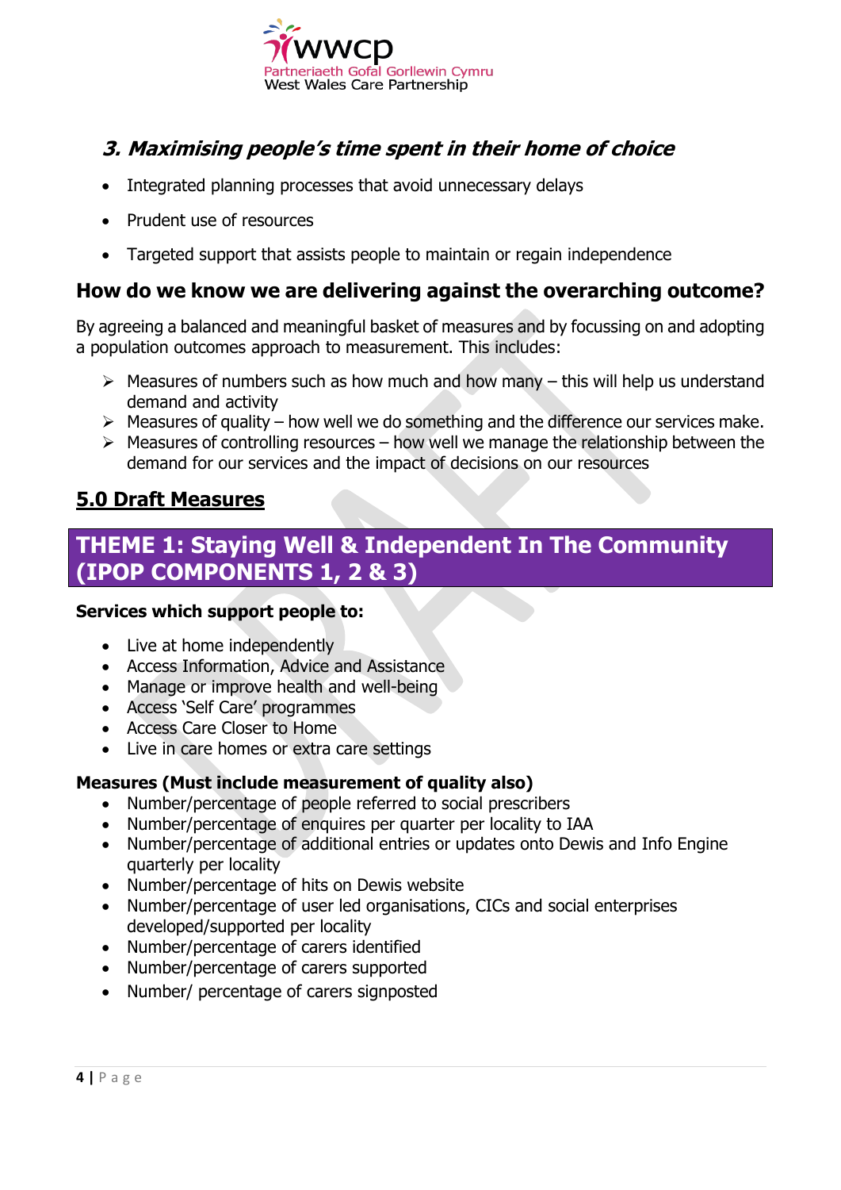### *3. Maximising people's time spent in their home of choice*

- Integrated planning processes that avoid unnecessary delays
- Prudent use of resources
- Targeted support that assists people to maintain or regain independence

## How do we know we are delivering against the overarching outcome?

By agreeing a balanced and meaningful basket of measures and by focussing on and adopting a population outcomes approach to measurement. This includes:

- Measures of numbers such as how much and how many – this will help us understand demand and activity
- Measures of quality – how well we do something and the difference our services make.
- Measures of controlling resources – how well we manage the relationship between the demand for our services and the impact of decisions on our resources

## 5.0 Draft Measures

## THEME 1: Staying Well & Independent In The Community (IPOP COMPONENTS 1, 2 & 3)

**Services which support people to:**

- Live at home independently
- Access Information, Advice and Assistance
- Manage or improve health and well-being
- Access 'Self Care' programmes
- Access Care Closer to Home
- Live in care homes or extra care settings

**Measures (Must include measurement of quality also)**

- Number/percentage of people referred to social prescribers
- Number/percentage of enquires per quarter per locality to IAA
- Number/percentage of additional entries or updates onto Dewis and Info Engine quarterly per locality
- Number/percentage of hits on Dewis website
- Number/percentage of user led organisations, CICs and social enterprises developed/supported per locality
- Number/percentage of carers identified
- Number/percentage of carers supported
- Number/ percentage of carers signposted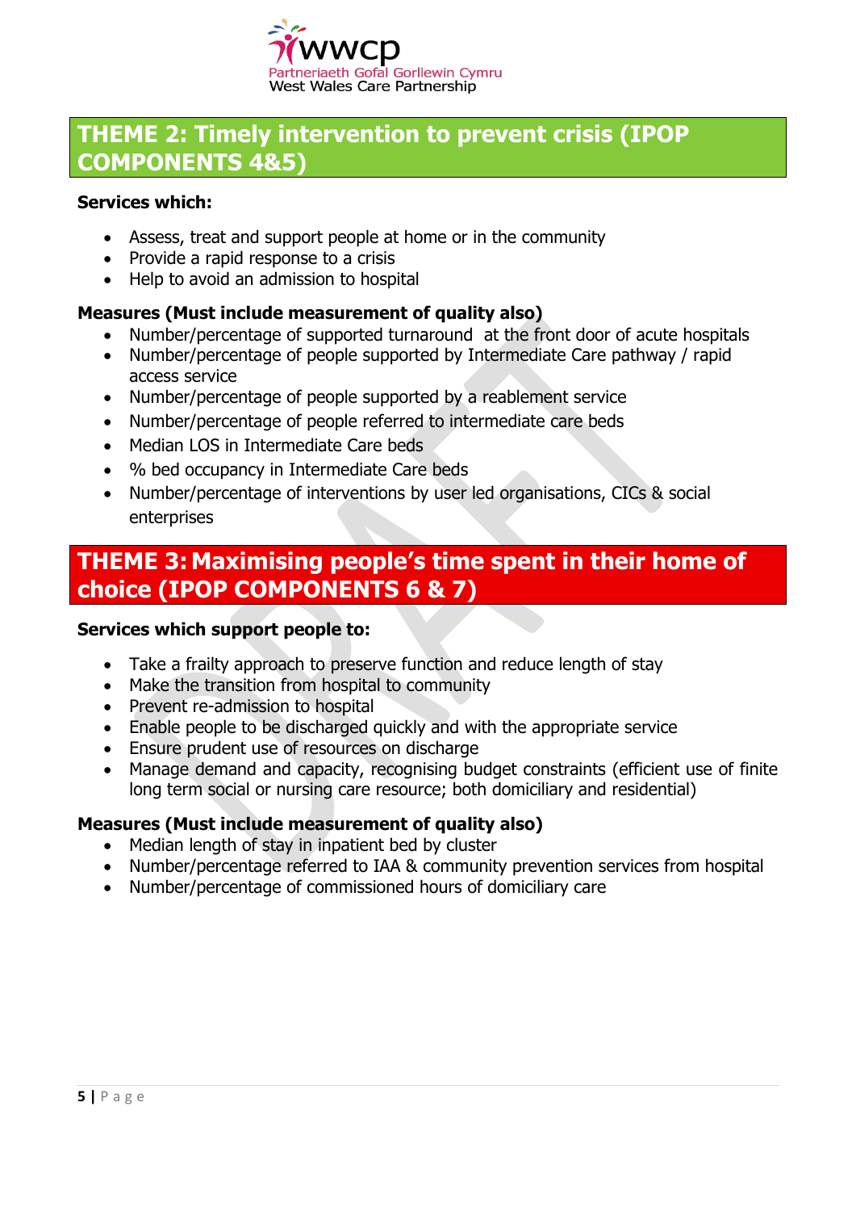## THEME 2: Timely intervention to prevent crisis (IPOP COMPONENTS 4&5)

**Services which:**

- Assess, treat and support people at home or in the community
- Provide a rapid response to a crisis
- Help to avoid an admission to hospital

**Measures (Must include measurement of quality also)**

- Number/percentage of supported turnaround at the front door of acute hospitals
- Number/percentage of people supported by Intermediate Care pathway / rapid access service
- Number/percentage of people supported by a reablement service
- Number/percentage of people referred to intermediate care beds
- Median LOS in Intermediate Care beds
- % bed occupancy in Intermediate Care beds
- Number/percentage of interventions by user led organisations, CICs & social enterprises

## THEME 3: Maximising people's time spent in their home of choice (IPOP COMPONENTS 6 & 7)

**Services which support people to:**

- Take a frailty approach to preserve function and reduce length of stay
- Make the transition from hospital to community
- Prevent re-admission to hospital
- Enable people to be discharged quickly and with the appropriate service
- Ensure prudent use of resources on discharge
- Manage demand and capacity, recognising budget constraints (efficient use of finite long term social or nursing care resource; both domiciliary and residential)

**Measures (Must include measurement of quality also)**

- Median length of stay in inpatient bed by cluster
- Number/percentage referred to IAA & community prevention services from hospital
- Number/percentage of commissioned hours of domiciliary care